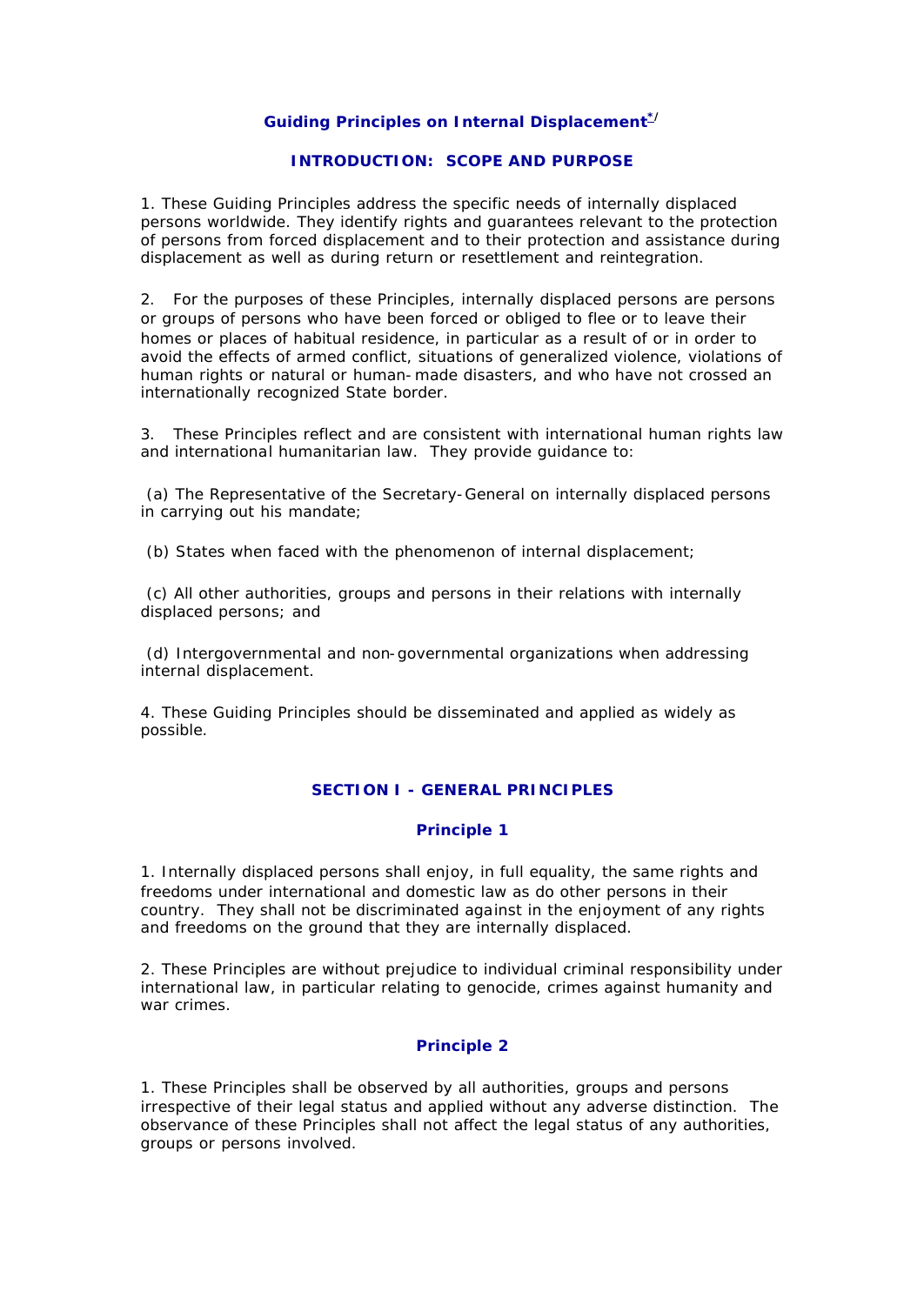# Guiding Principles on Internal Displacement*/

## INTRODUCTION: SCOPE AND PURPOSE

1. These Guiding Principles address the specific needs of internally displaced persons worldwide. They identify rights and guarantees relevant to the protection of persons from forced displacement and to their protection and assistance during displacement as well as during return or resettlement and reintegration.

2. For the purposes of these Principles, internally displaced persons are persons or groups of persons who have been forced or obliged to flee or to leave their homes or places of habitual residence, in particular as a result of or in order to avoid the effects of armed conflict, situations of generalized violence, violations of human rights or natural or human-made disasters, and who have not crossed an internationally recognized State border.

3. These Principles reflect and are consistent with international human rights law and international humanitarian law. They provide guidance to:

(a) The Representative of the Secretary-General on internally displaced persons in carrying out his mandate;

(b) States when faced with the phenomenon of internal displacement;

(c) All other authorities, groups and persons in their relations with internally displaced persons; and

(d) Intergovernmental and non-governmental organizations when addressing internal displacement.

4. These Guiding Principles should be disseminated and applied as widely as possible.

## SECTION I - GENERAL PRINCIPLES

### Principle 1

1. Internally displaced persons shall enjoy, in full equality, the same rights and freedoms under international and domestic law as do other persons in their country. They shall not be discriminated against in the enjoyment of any rights and freedoms on the ground that they are internally displaced.

2. These Principles are without prejudice to individual criminal responsibility under international law, in particular relating to genocide, crimes against humanity and war crimes.

### Principle 2

1. These Principles shall be observed by all authorities, groups and persons irrespective of their legal status and applied without any adverse distinction. The observance of these Principles shall not affect the legal status of any authorities, groups or persons involved.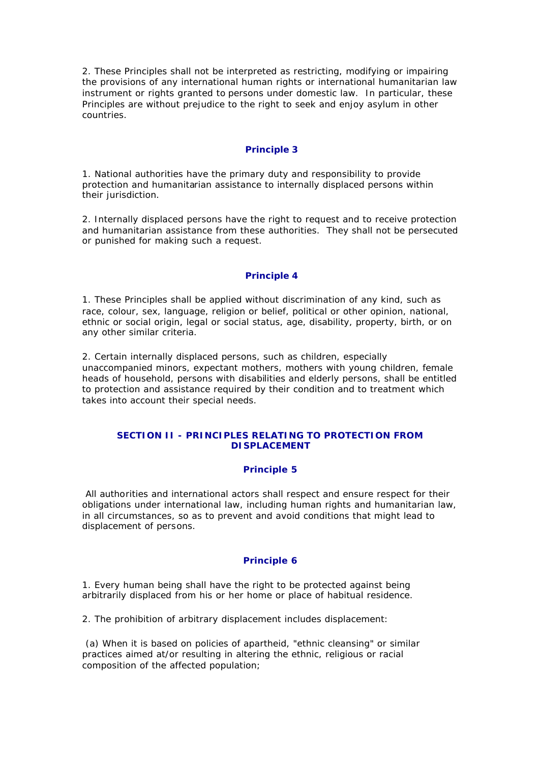2. These Principles shall not be interpreted as restricting, modifying or impairing the provisions of any international human rights or international humanitarian law instrument or rights granted to persons under domestic law. In particular, these Principles are without prejudice to the right to seek and enjoy asylum in other countries.

### Principle 3

1. National authorities have the primary duty and responsibility to provide protection and humanitarian assistance to internally displaced persons within their jurisdiction.

2. Internally displaced persons have the right to request and to receive protection and humanitarian assistance from these authorities. They shall not be persecuted or punished for making such a request.

### Principle 4

1. These Principles shall be applied without discrimination of any kind, such as race, colour, sex, language, religion or belief, political or other opinion, national, ethnic or social origin, legal or social status, age, disability, property, birth, or on any other similar criteria.

2. Certain internally displaced persons, such as children, especially unaccompanied minors, expectant mothers, mothers with young children, female heads of household, persons with disabilities and elderly persons, shall be entitled to protection and assistance required by their condition and to treatment which takes into account their special needs.

## SECTION II - PRINCIPLES RELATING TO PROTECTION FROM DISPLACEMENT

### Principle 5

All authorities and international actors shall respect and ensure respect for their obligations under international law, including human rights and humanitarian law, in all circumstances, so as to prevent and avoid conditions that might lead to displacement of persons.

### Principle 6

1. Every human being shall have the right to be protected against being arbitrarily displaced from his or her home or place of habitual residence.

2. The prohibition of arbitrary displacement includes displacement:

(a) When it is based on policies of apartheid, "ethnic cleansing" or similar practices aimed at/or resulting in altering the ethnic, religious or racial composition of the affected population;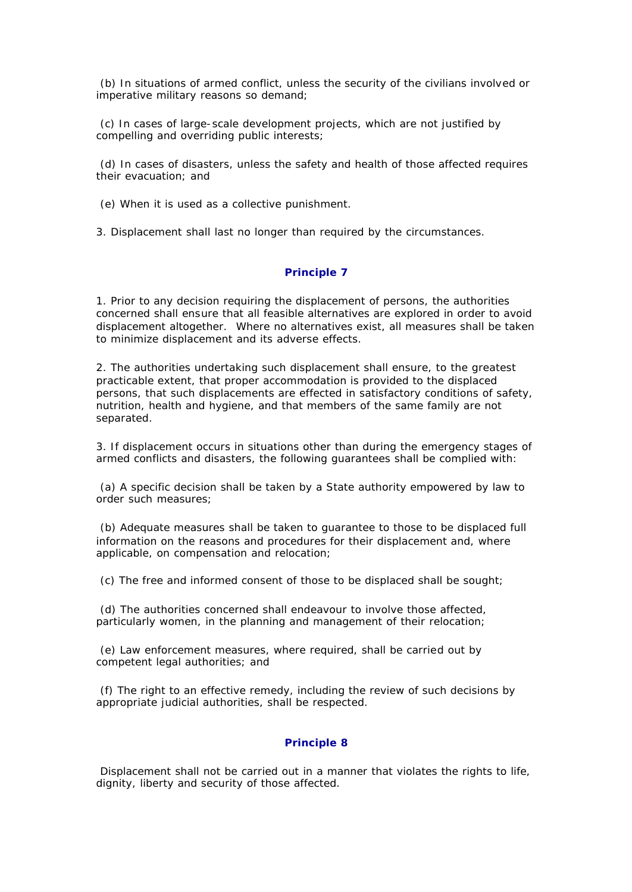(b) In situations of armed conflict, unless the security of the civilians involved or imperative military reasons so demand;

(c) In cases of large-scale development projects, which are not justified by compelling and overriding public interests;

(d) In cases of disasters, unless the safety and health of those affected requires their evacuation; and

(e) When it is used as a collective punishment.

3. Displacement shall last no longer than required by the circumstances.

### Principle 7

1. Prior to any decision requiring the displacement of persons, the authorities concerned shall ensure that all feasible alternatives are explored in order to avoid displacement altogether. Where no alternatives exist, all measures shall be taken to minimize displacement and its adverse effects.

2. The authorities undertaking such displacement shall ensure, to the greatest practicable extent, that proper accommodation is provided to the displaced persons, that such displacements are effected in satisfactory conditions of safety, nutrition, health and hygiene, and that members of the same family are not separated.

3. If displacement occurs in situations other than during the emergency stages of armed conflicts and disasters, the following guarantees shall be complied with:

(a) A specific decision shall be taken by a State authority empowered by law to order such measures;

(b) Adequate measures shall be taken to guarantee to those to be displaced full information on the reasons and procedures for their displacement and, where applicable, on compensation and relocation;

(c) The free and informed consent of those to be displaced shall be sought;

(d) The authorities concerned shall endeavour to involve those affected, particularly women, in the planning and management of their relocation;

(e) Law enforcement measures, where required, shall be carried out by competent legal authorities; and

(f) The right to an effective remedy, including the review of such decisions by appropriate judicial authorities, shall be respected.

### Principle 8

Displacement shall not be carried out in a manner that violates the rights to life, dignity, liberty and security of those affected.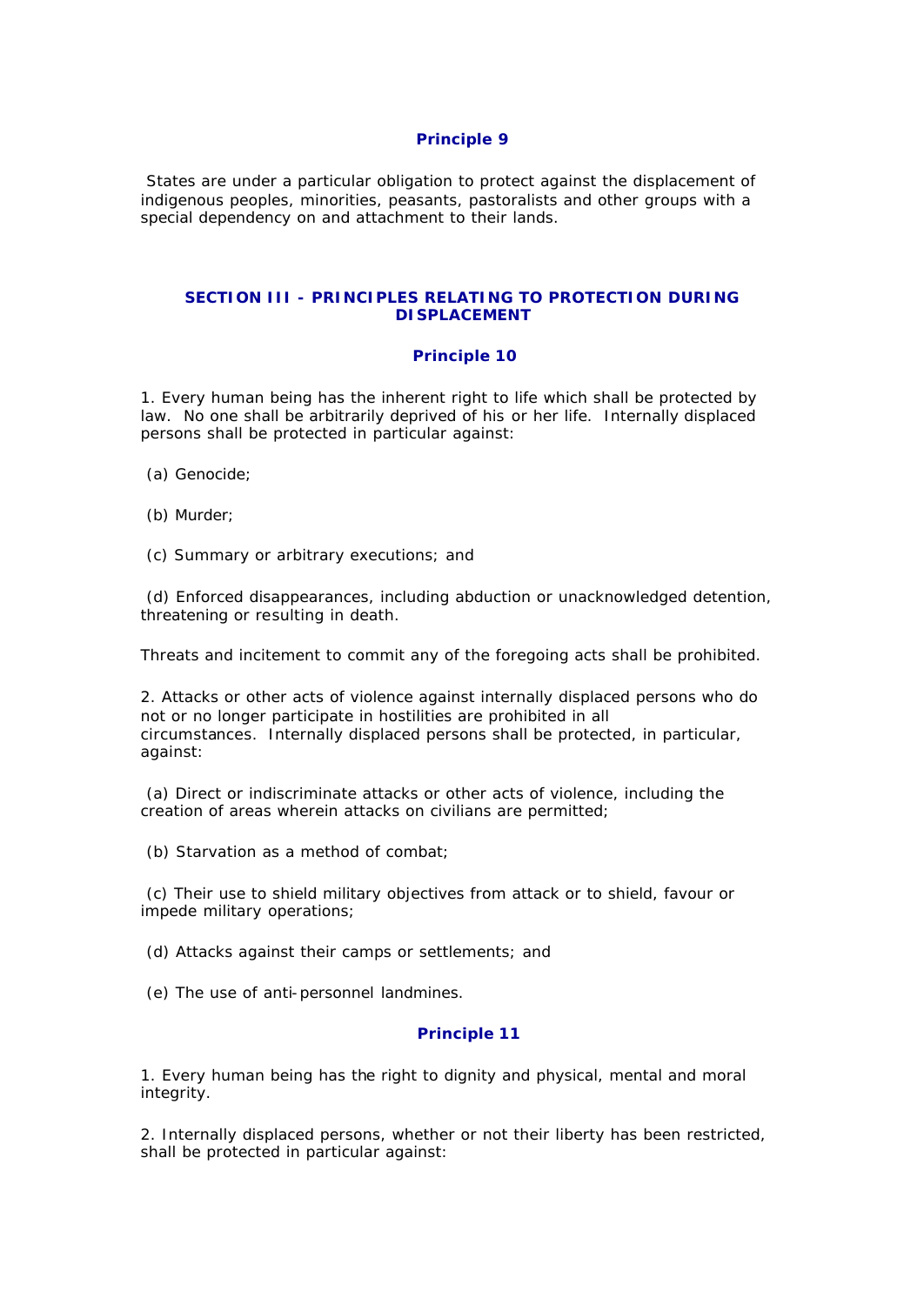### Principle 9

States are under a particular obligation to protect against the displacement of indigenous peoples, minorities, peasants, pastoralists and other groups with a special dependency on and attachment to their lands.

## SECTION III - PRINCIPLES RELATING TO PROTECTION DURING DISPLACEMENT

### Principle 10

1. Every human being has the inherent right to life which shall be protected by law. No one shall be arbitrarily deprived of his or her life. Internally displaced persons shall be protected in particular against:

(a) Genocide;

(b) Murder;

(c) Summary or arbitrary executions; and

(d) Enforced disappearances, including abduction or unacknowledged detention, threatening or resulting in death.

Threats and incitement to commit any of the foregoing acts shall be prohibited.

2. Attacks or other acts of violence against internally displaced persons who do not or no longer participate in hostilities are prohibited in all circumstances. Internally displaced persons shall be protected, in particular, against:

(a) Direct or indiscriminate attacks or other acts of violence, including the creation of areas wherein attacks on civilians are permitted;

(b) Starvation as a method of combat;

(c) Their use to shield military objectives from attack or to shield, favour or impede military operations;

(d) Attacks against their camps or settlements; and

(e) The use of anti-personnel landmines.

### Principle 11

1. Every human being has the right to dignity and physical, mental and moral integrity.

2. Internally displaced persons, whether or not their liberty has been restricted, shall be protected in particular against: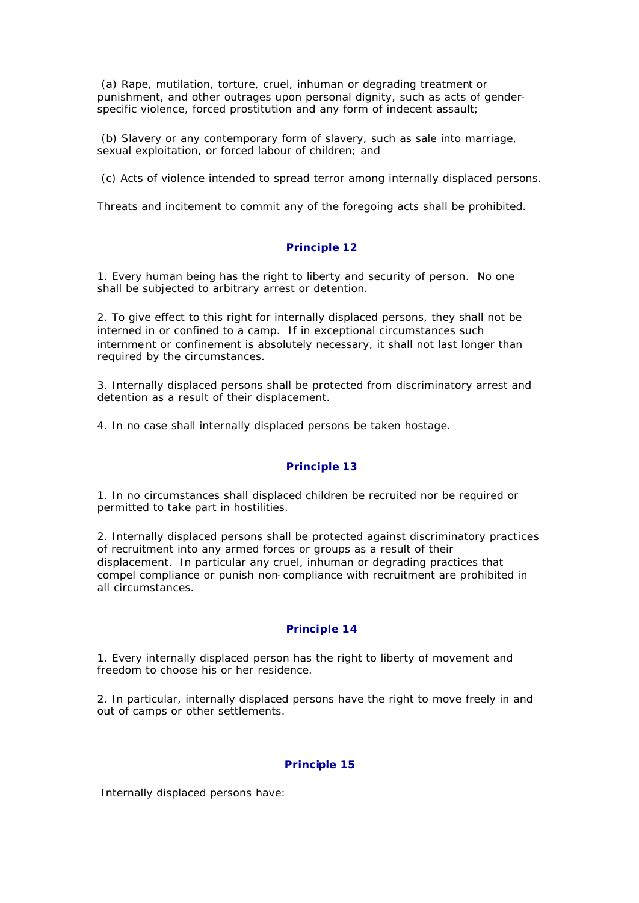(a) Rape, mutilation, torture, cruel, inhuman or degrading treatment or punishment, and other outrages upon personal dignity, such as acts of gender-specific violence, forced prostitution and any form of indecent assault;

(b) Slavery or any contemporary form of slavery, such as sale into marriage, sexual exploitation, or forced labour of children; and

(c) Acts of violence intended to spread terror among internally displaced persons.

Threats and incitement to commit any of the foregoing acts shall be prohibited.

### Principle 12

1. Every human being has the right to liberty and security of person. No one shall be subjected to arbitrary arrest or detention.

2. To give effect to this right for internally displaced persons, they shall not be interned in or confined to a camp. If in exceptional circumstances such internment or confinement is absolutely necessary, it shall not last longer than required by the circumstances.

3. Internally displaced persons shall be protected from discriminatory arrest and detention as a result of their displacement.

4. In no case shall internally displaced persons be taken hostage.

### Principle 13

1. In no circumstances shall displaced children be recruited nor be required or permitted to take part in hostilities.

2. Internally displaced persons shall be protected against discriminatory practices of recruitment into any armed forces or groups as a result of their displacement. In particular any cruel, inhuman or degrading practices that compel compliance or punish non-compliance with recruitment are prohibited in all circumstances.

### Principle 14

1. Every internally displaced person has the right to liberty of movement and freedom to choose his or her residence.

2. In particular, internally displaced persons have the right to move freely in and out of camps or other settlements.

### Principle 15

Internally displaced persons have: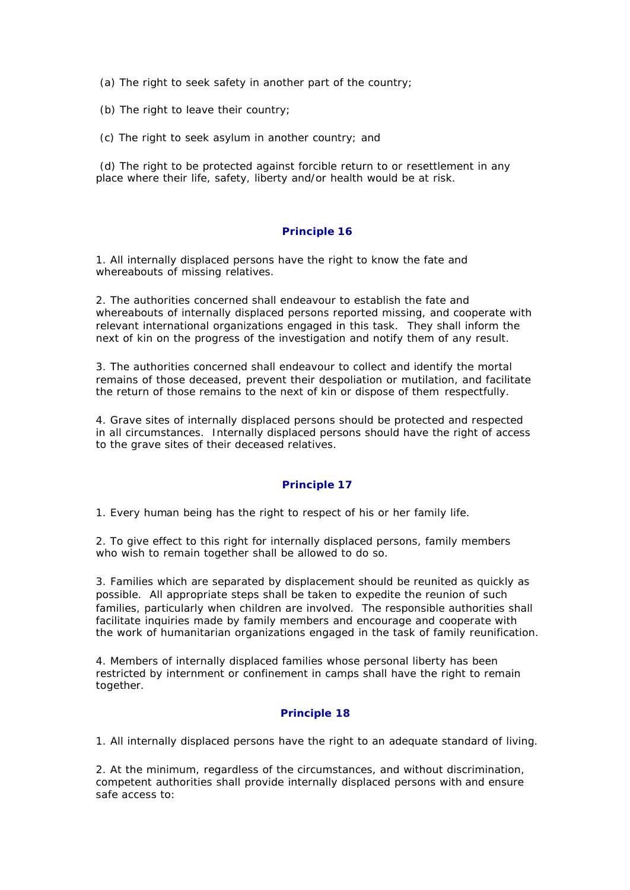(a) The right to seek safety in another part of the country;

(b) The right to leave their country;

(c) The right to seek asylum in another country; and

(d) The right to be protected against forcible return to or resettlement in any place where their life, safety, liberty and/or health would be at risk.

### Principle 16

1. All internally displaced persons have the right to know the fate and whereabouts of missing relatives.

2. The authorities concerned shall endeavour to establish the fate and whereabouts of internally displaced persons reported missing, and cooperate with relevant international organizations engaged in this task. They shall inform the next of kin on the progress of the investigation and notify them of any result.

3. The authorities concerned shall endeavour to collect and identify the mortal remains of those deceased, prevent their despoliation or mutilation, and facilitate the return of those remains to the next of kin or dispose of them respectfully.

4. Grave sites of internally displaced persons should be protected and respected in all circumstances. Internally displaced persons should have the right of access to the grave sites of their deceased relatives.

### Principle 17

1. Every human being has the right to respect of his or her family life.

2. To give effect to this right for internally displaced persons, family members who wish to remain together shall be allowed to do so.

3. Families which are separated by displacement should be reunited as quickly as possible. All appropriate steps shall be taken to expedite the reunion of such families, particularly when children are involved. The responsible authorities shall facilitate inquiries made by family members and encourage and cooperate with the work of humanitarian organizations engaged in the task of family reunification.

4. Members of internally displaced families whose personal liberty has been restricted by internment or confinement in camps shall have the right to remain together.

### Principle 18

1. All internally displaced persons have the right to an adequate standard of living.

2. At the minimum, regardless of the circumstances, and without discrimination, competent authorities shall provide internally displaced persons with and ensure safe access to: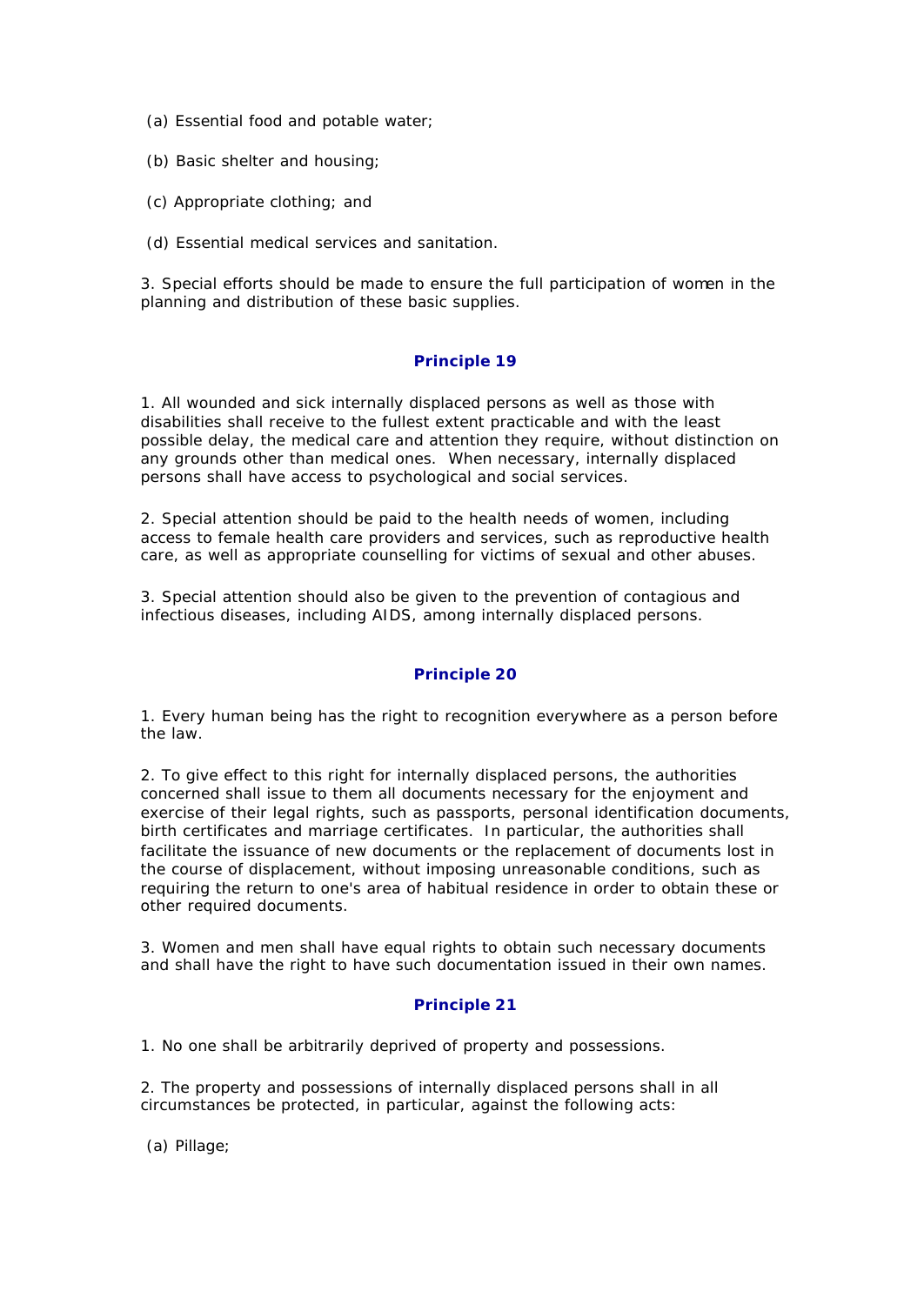(a) Essential food and potable water;

(b) Basic shelter and housing;

(c) Appropriate clothing; and

(d) Essential medical services and sanitation.

3. Special efforts should be made to ensure the full participation of women in the planning and distribution of these basic supplies.

### Principle 19

1. All wounded and sick internally displaced persons as well as those with disabilities shall receive to the fullest extent practicable and with the least possible delay, the medical care and attention they require, without distinction on any grounds other than medical ones. When necessary, internally displaced persons shall have access to psychological and social services.

2. Special attention should be paid to the health needs of women, including access to female health care providers and services, such as reproductive health care, as well as appropriate counselling for victims of sexual and other abuses.

3. Special attention should also be given to the prevention of contagious and infectious diseases, including AIDS, among internally displaced persons.

### Principle 20

1. Every human being has the right to recognition everywhere as a person before the law.

2. To give effect to this right for internally displaced persons, the authorities concerned shall issue to them all documents necessary for the enjoyment and exercise of their legal rights, such as passports, personal identification documents, birth certificates and marriage certificates. In particular, the authorities shall facilitate the issuance of new documents or the replacement of documents lost in the course of displacement, without imposing unreasonable conditions, such as requiring the return to one's area of habitual residence in order to obtain these or other required documents.

3. Women and men shall have equal rights to obtain such necessary documents and shall have the right to have such documentation issued in their own names.

### Principle 21

1. No one shall be arbitrarily deprived of property and possessions.

2. The property and possessions of internally displaced persons shall in all circumstances be protected, in particular, against the following acts:

(a) Pillage;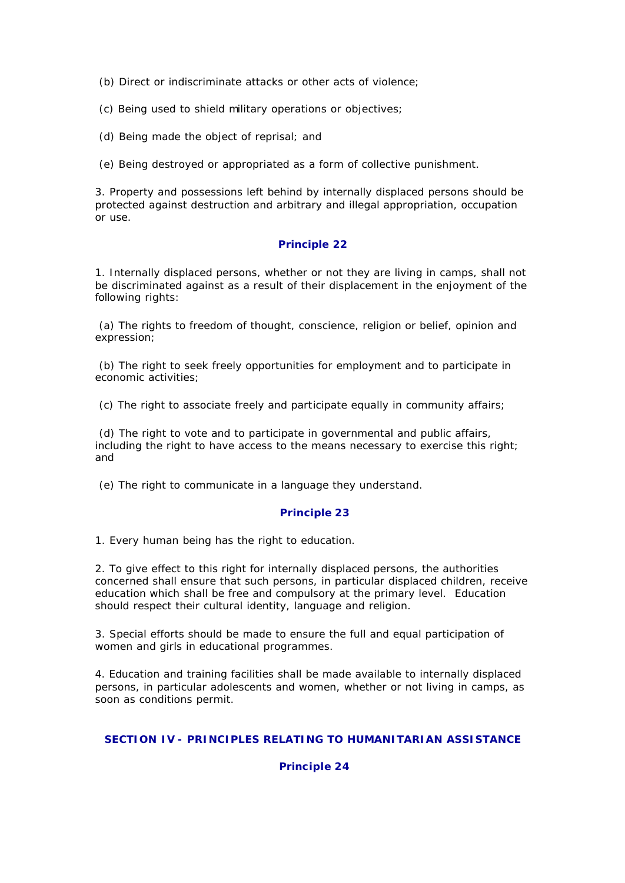(b) Direct or indiscriminate attacks or other acts of violence;

(c) Being used to shield military operations or objectives;

(d) Being made the object of reprisal; and

(e) Being destroyed or appropriated as a form of collective punishment.

3. Property and possessions left behind by internally displaced persons should be protected against destruction and arbitrary and illegal appropriation, occupation or use.

### Principle 22

1. Internally displaced persons, whether or not they are living in camps, shall not be discriminated against as a result of their displacement in the enjoyment of the following rights:

(a) The rights to freedom of thought, conscience, religion or belief, opinion and expression;

(b) The right to seek freely opportunities for employment and to participate in economic activities;

(c) The right to associate freely and participate equally in community affairs;

(d) The right to vote and to participate in governmental and public affairs, including the right to have access to the means necessary to exercise this right; and

(e) The right to communicate in a language they understand.

### Principle 23

1. Every human being has the right to education.

2. To give effect to this right for internally displaced persons, the authorities concerned shall ensure that such persons, in particular displaced children, receive education which shall be free and compulsory at the primary level. Education should respect their cultural identity, language and religion.

3. Special efforts should be made to ensure the full and equal participation of women and girls in educational programmes.

4. Education and training facilities shall be made available to internally displaced persons, in particular adolescents and women, whether or not living in camps, as soon as conditions permit.

## SECTION IV - PRINCIPLES RELATING TO HUMANITARIAN ASSISTANCE

### Principle 24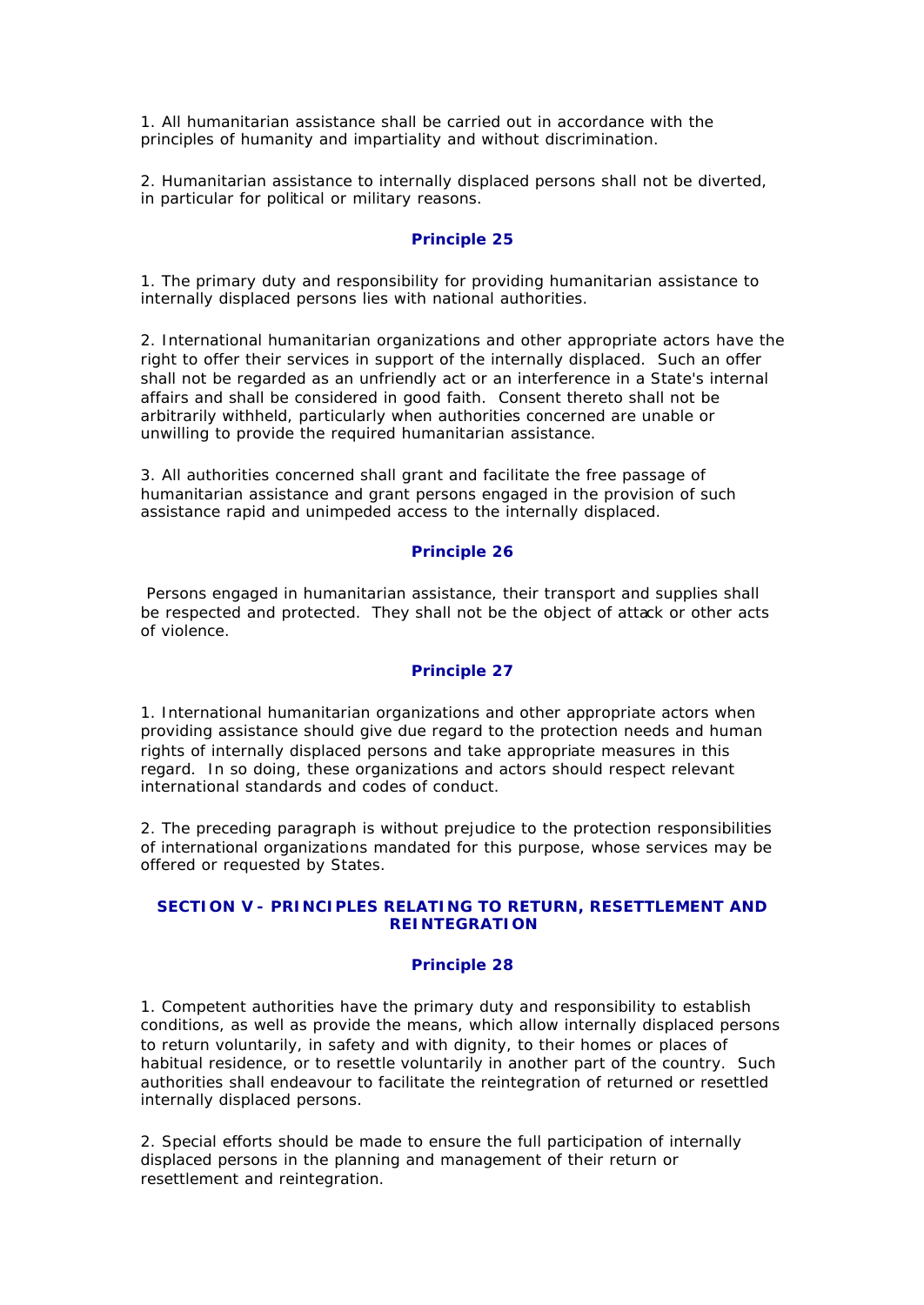1. All humanitarian assistance shall be carried out in accordance with the principles of humanity and impartiality and without discrimination.

2. Humanitarian assistance to internally displaced persons shall not be diverted, in particular for political or military reasons.

### Principle 25

1. The primary duty and responsibility for providing humanitarian assistance to internally displaced persons lies with national authorities.

2. International humanitarian organizations and other appropriate actors have the right to offer their services in support of the internally displaced. Such an offer shall not be regarded as an unfriendly act or an interference in a State's internal affairs and shall be considered in good faith. Consent thereto shall not be arbitrarily withheld, particularly when authorities concerned are unable or unwilling to provide the required humanitarian assistance.

3. All authorities concerned shall grant and facilitate the free passage of humanitarian assistance and grant persons engaged in the provision of such assistance rapid and unimpeded access to the internally displaced.

### Principle 26

Persons engaged in humanitarian assistance, their transport and supplies shall be respected and protected. They shall not be the object of attack or other acts of violence.

### Principle 27

1. International humanitarian organizations and other appropriate actors when providing assistance should give due regard to the protection needs and human rights of internally displaced persons and take appropriate measures in this regard. In so doing, these organizations and actors should respect relevant international standards and codes of conduct.

2. The preceding paragraph is without prejudice to the protection responsibilities of international organizations mandated for this purpose, whose services may be offered or requested by States.

## SECTION V - PRINCIPLES RELATING TO RETURN, RESETTLEMENT AND REINTEGRATION

### Principle 28

1. Competent authorities have the primary duty and responsibility to establish conditions, as well as provide the means, which allow internally displaced persons to return voluntarily, in safety and with dignity, to their homes or places of habitual residence, or to resettle voluntarily in another part of the country. Such authorities shall endeavour to facilitate the reintegration of returned or resettled internally displaced persons.

2. Special efforts should be made to ensure the full participation of internally displaced persons in the planning and management of their return or resettlement and reintegration.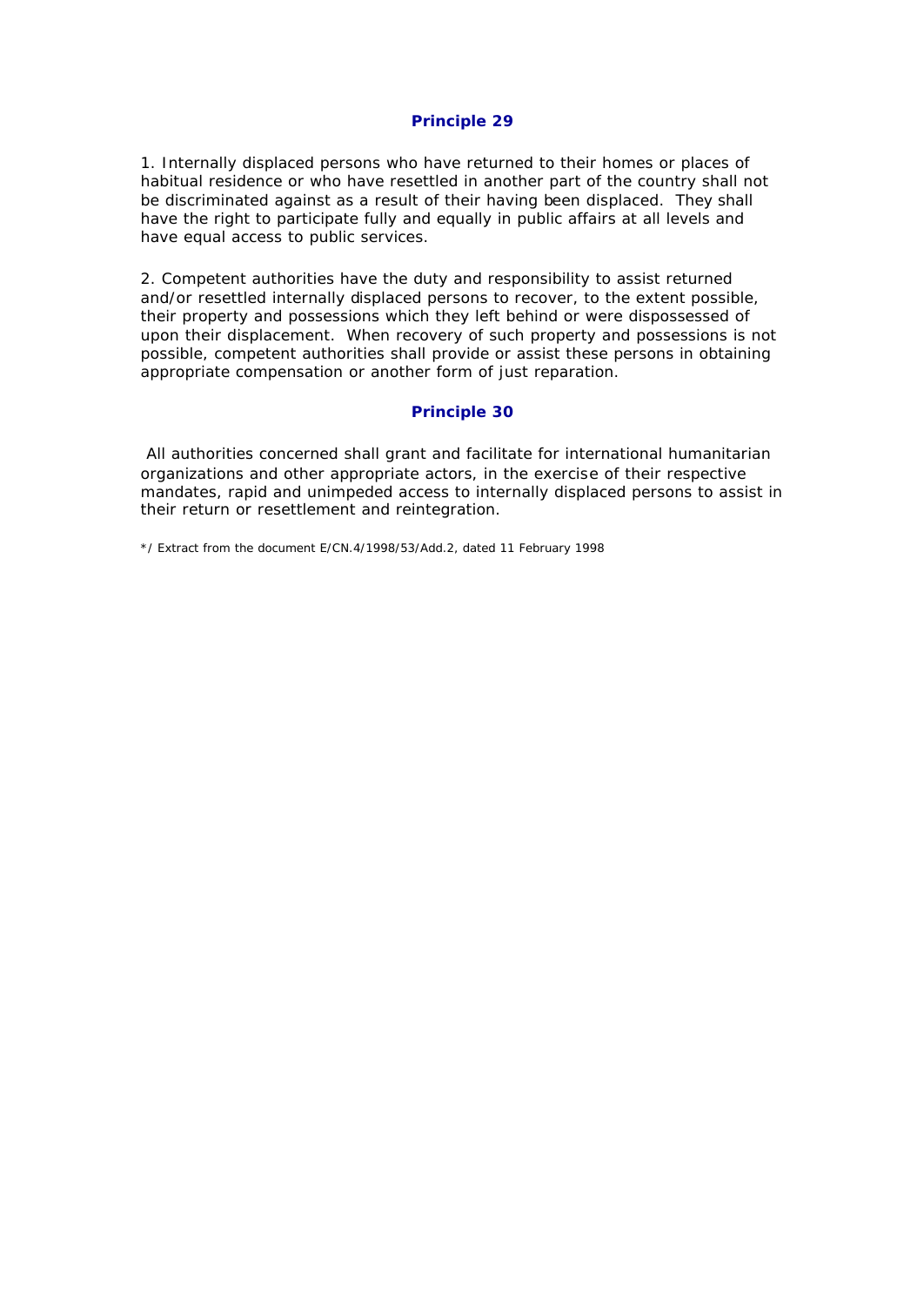### Principle 29

1. Internally displaced persons who have returned to their homes or places of habitual residence or who have resettled in another part of the country shall not be discriminated against as a result of their having been displaced. They shall have the right to participate fully and equally in public affairs at all levels and have equal access to public services.

2. Competent authorities have the duty and responsibility to assist returned and/or resettled internally displaced persons to recover, to the extent possible, their property and possessions which they left behind or were dispossessed of upon their displacement. When recovery of such property and possessions is not possible, competent authorities shall provide or assist these persons in obtaining appropriate compensation or another form of just reparation.

### Principle 30

All authorities concerned shall grant and facilitate for international humanitarian organizations and other appropriate actors, in the exercise of their respective mandates, rapid and unimpeded access to internally displaced persons to assist in their return or resettlement and reintegration.

*/ Extract from the document E/CN.4/1998/53/Add.2, dated 11 February 1998